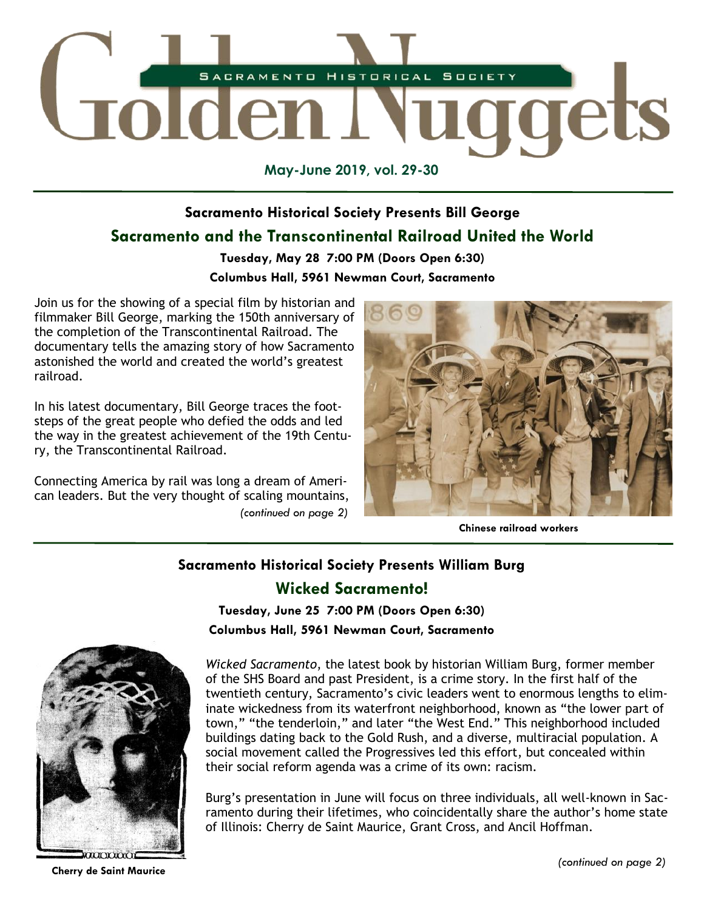# Golden Nuggets

SACRAMENTO HISTORICAL SOCIETY

**May-June 2019, vol. 29-30**

### Sacramento Historical Society Presents Bill George

## Sacramento and the Transcontinental Railroad United the World

**Tuesday, May 28 7:00 PM (Doors Open 6:30)**

**Columbus Hall, 5961 Newman Court, Sacramento**

Join us for the showing of a special film by historian and filmmaker Bill George, marking the 150th anniversary of the completion of the Transcontinental Railroad. The documentary tells the amazing story of how Sacramento astonished the world and created the world's greatest railroad.

In his latest documentary, Bill George traces the footsteps of the great people who defied the odds and led the way in the greatest achievement of the 19th Century, the Transcontinental Railroad.

Connecting America by rail was long a dream of American leaders. But the very thought of scaling mountains, *(continued on page 2)*

**Chinese railroad workers**

### Sacramento Historical Society Presents William Burg

## Wicked Sacramento!

**Tuesday, June 25 7:00 PM (Doors Open 6:30)**

**Columbus Hall, 5961 Newman Court, Sacramento**

*Wicked Sacramento*, the latest book by historian William Burg, former member of the SHS Board and past President, is a crime story. In the first half of the twentieth century, Sacramento's civic leaders went to enormous lengths to eliminate wickedness from its waterfront neighborhood, known as "the lower part of town," "the tenderloin," and later "the West End." This neighborhood included buildings dating back to the Gold Rush, and a diverse, multiracial population. A social movement called the Progressives led this effort, but concealed within their social reform agenda was a crime of its own: racism.

Burg's presentation in June will focus on three individuals, all well-known in Sacramento during their lifetimes, who coincidentally share the author's home state of Illinois: Cherry de Saint Maurice, Grant Cross, and Ancil Hoffman.

*(continued on page 2)*

**Cherry de Saint Maurice**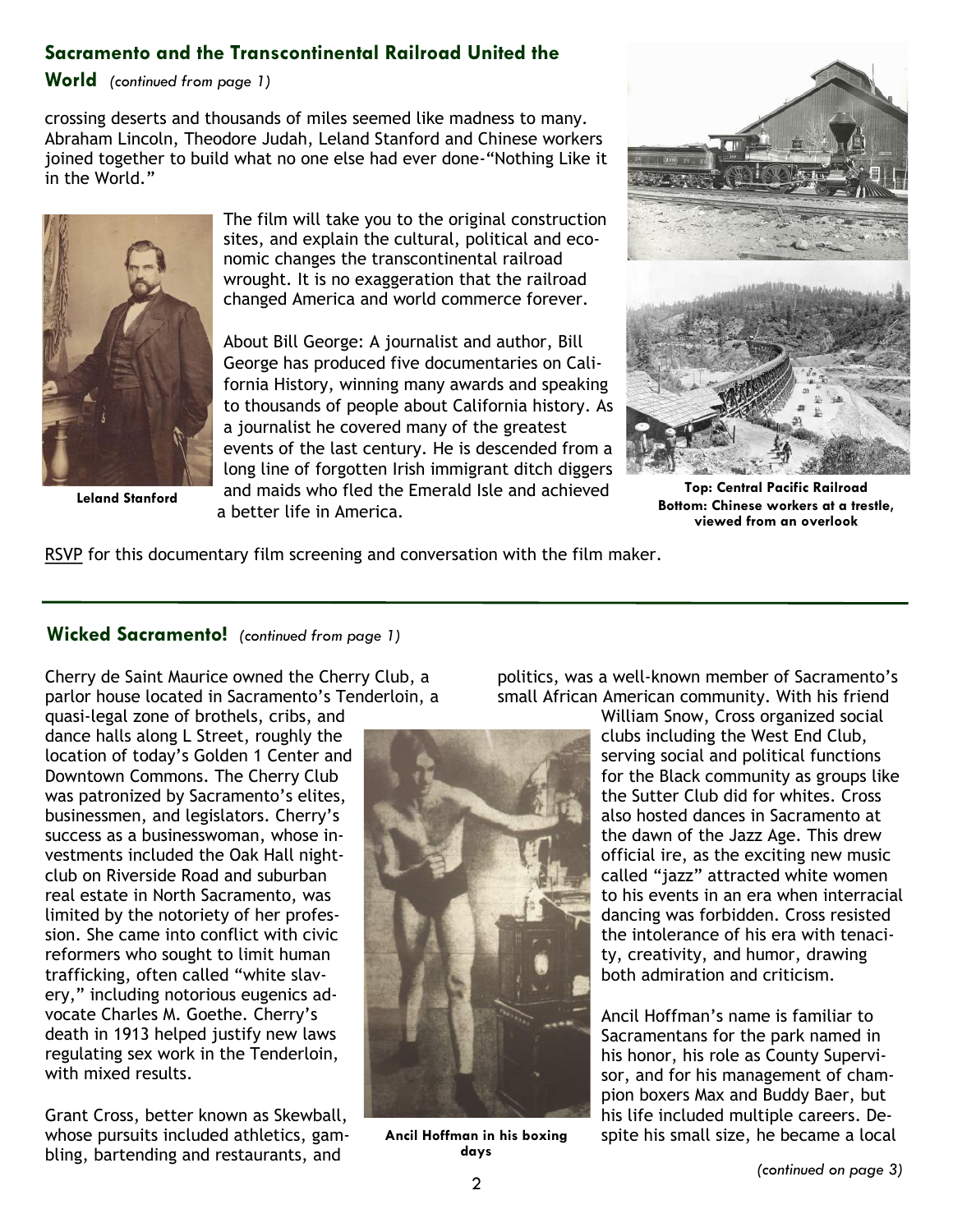## Sacramento and the Transcontinental Railroad United the World *(continued from page 1)*

crossing deserts and thousands of miles seemed like madness to many. Abraham Lincoln, Theodore Judah, Leland Stanford and Chinese workers joined together to build what no one else had ever done-"Nothing Like it in the World."

Leland Stanford

The film will take you to the original construction sites, and explain the cultural, political and economic changes the transcontinental railroad wrought. It is no exaggeration that the railroad changed America and world commerce forever.

About Bill George: A journalist and author, Bill George has produced five documentaries on California History, winning many awards and speaking to thousands of people about California history. As a journalist he covered many of the greatest events of the last century. He is descended from a long line of forgotten Irish immigrant ditch diggers and maids who fled the Emerald Isle and achieved a better life in America.

**Top: Central Pacific Railroad**
**Bottom: Chinese workers at a trestle, viewed from an overlook**

RSVP for this documentary film screening and conversation with the film maker.

---

## Wicked Sacramento! *(continued from page 1)*

Cherry de Saint Maurice owned the Cherry Club, a parlor house located in Sacramento's Tenderloin, a quasi-legal zone of brothels, cribs, and dance halls along L Street, roughly the location of today's Golden 1 Center and Downtown Commons. The Cherry Club was patronized by Sacramento's elites, businessmen, and legislators. Cherry's success as a businesswoman, whose investments included the Oak Hall nightclub on Riverside Road and suburban real estate in North Sacramento, was limited by the notoriety of her profession. She came into conflict with civic reformers who sought to limit human trafficking, often called "white slavery," including notorious eugenics advocate Charles M. Goethe. Cherry's death in 1913 helped justify new laws regulating sex work in the Tenderloin, with mixed results.

Grant Cross, better known as Skewball, whose pursuits included athletics, gambling, bartending and restaurants, and politics, was a well-known member of Sacramento's small African American community. With his friend William Snow, Cross organized social clubs including the West End Club, serving social and political functions for the Black community as groups like the Sutter Club did for whites. Cross also hosted dances in Sacramento at the dawn of the Jazz Age. This drew official ire, as the exciting new music called "jazz" attracted white women to his events in an era when interracial dancing was forbidden. Cross resisted the intolerance of his era with tenacity, creativity, and humor, drawing both admiration and criticism.

**Ancil Hoffman in his boxing days**

Ancil Hoffman's name is familiar to Sacramentans for the park named in his honor, his role as County Supervisor, and for his management of champion boxers Max and Buddy Baer, but his life included multiple careers. Despite his small size, he became a local

*(continued on page 3)*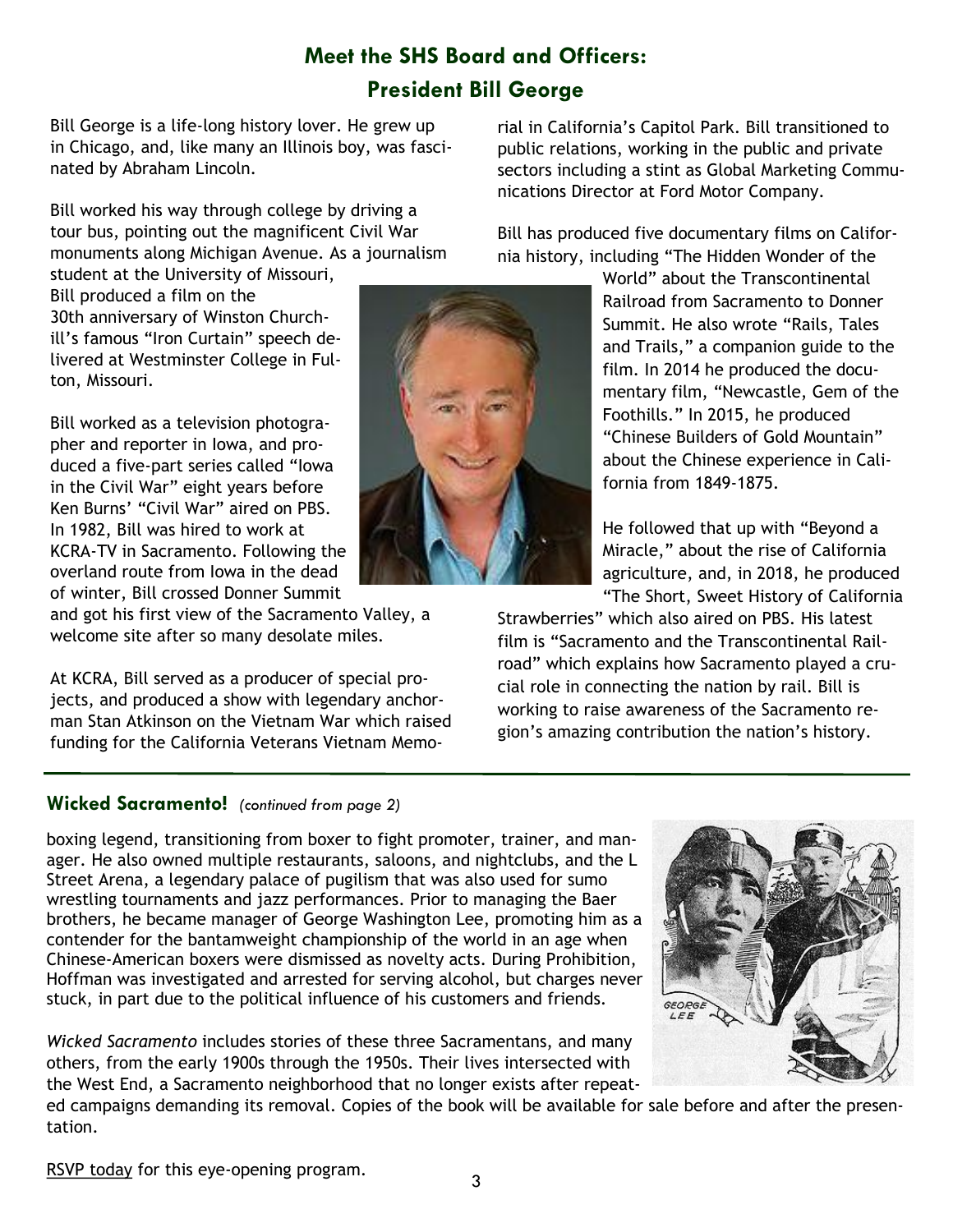## Meet the SHS Board and Officers:
## President Bill George

Bill George is a life-long history lover. He grew up in Chicago, and, like many an Illinois boy, was fascinated by Abraham Lincoln.

Bill worked his way through college by driving a tour bus, pointing out the magnificent Civil War monuments along Michigan Avenue. As a journalism student at the University of Missouri, Bill produced a film on the 30th anniversary of Winston Churchill's famous "Iron Curtain" speech delivered at Westminster College in Fulton, Missouri.

Bill worked as a television photographer and reporter in Iowa, and produced a five-part series called "Iowa in the Civil War" eight years before Ken Burns' "Civil War" aired on PBS. In 1982, Bill was hired to work at KCRA-TV in Sacramento. Following the overland route from Iowa in the dead of winter, Bill crossed Donner Summit and got his first view of the Sacramento Valley, a welcome site after so many desolate miles.

At KCRA, Bill served as a producer of special projects, and produced a show with legendary anchorman Stan Atkinson on the Vietnam War which raised funding for the California Veterans Vietnam Memorial in California's Capitol Park. Bill transitioned to public relations, working in the public and private sectors including a stint as Global Marketing Communications Director at Ford Motor Company.

Bill has produced five documentary films on California history, including "The Hidden Wonder of the World" about the Transcontinental Railroad from Sacramento to Donner Summit. He also wrote "Rails, Tales and Trails," a companion guide to the film. In 2014 he produced the documentary film, "Newcastle, Gem of the Foothills." In 2015, he produced "Chinese Builders of Gold Mountain" about the Chinese experience in California from 1849-1875.

He followed that up with "Beyond a Miracle," about the rise of California agriculture, and, in 2018, he produced "The Short, Sweet History of California Strawberries" which also aired on PBS. His latest film is "Sacramento and the Transcontinental Railroad" which explains how Sacramento played a crucial role in connecting the nation by rail. Bill is working to raise awareness of the Sacramento region's amazing contribution the nation's history.

---

### Wicked Sacramento! *(continued from page 2)*

boxing legend, transitioning from boxer to fight promoter, trainer, and manager. He also owned multiple restaurants, saloons, and nightclubs, and the L Street Arena, a legendary palace of pugilism that was also used for sumo wrestling tournaments and jazz performances. Prior to managing the Baer brothers, he became manager of George Washington Lee, promoting him as a contender for the bantamweight championship of the world in an age when Chinese-American boxers were dismissed as novelty acts. During Prohibition, Hoffman was investigated and arrested for serving alcohol, but charges never stuck, in part due to the political influence of his customers and friends.

*Wicked Sacramento* includes stories of these three Sacramentans, and many others, from the early 1900s through the 1950s. Their lives intersected with the West End, a Sacramento neighborhood that no longer exists after repeated campaigns demanding its removal. Copies of the book will be available for sale before and after the presentation.

RSVP today for this eye-opening program.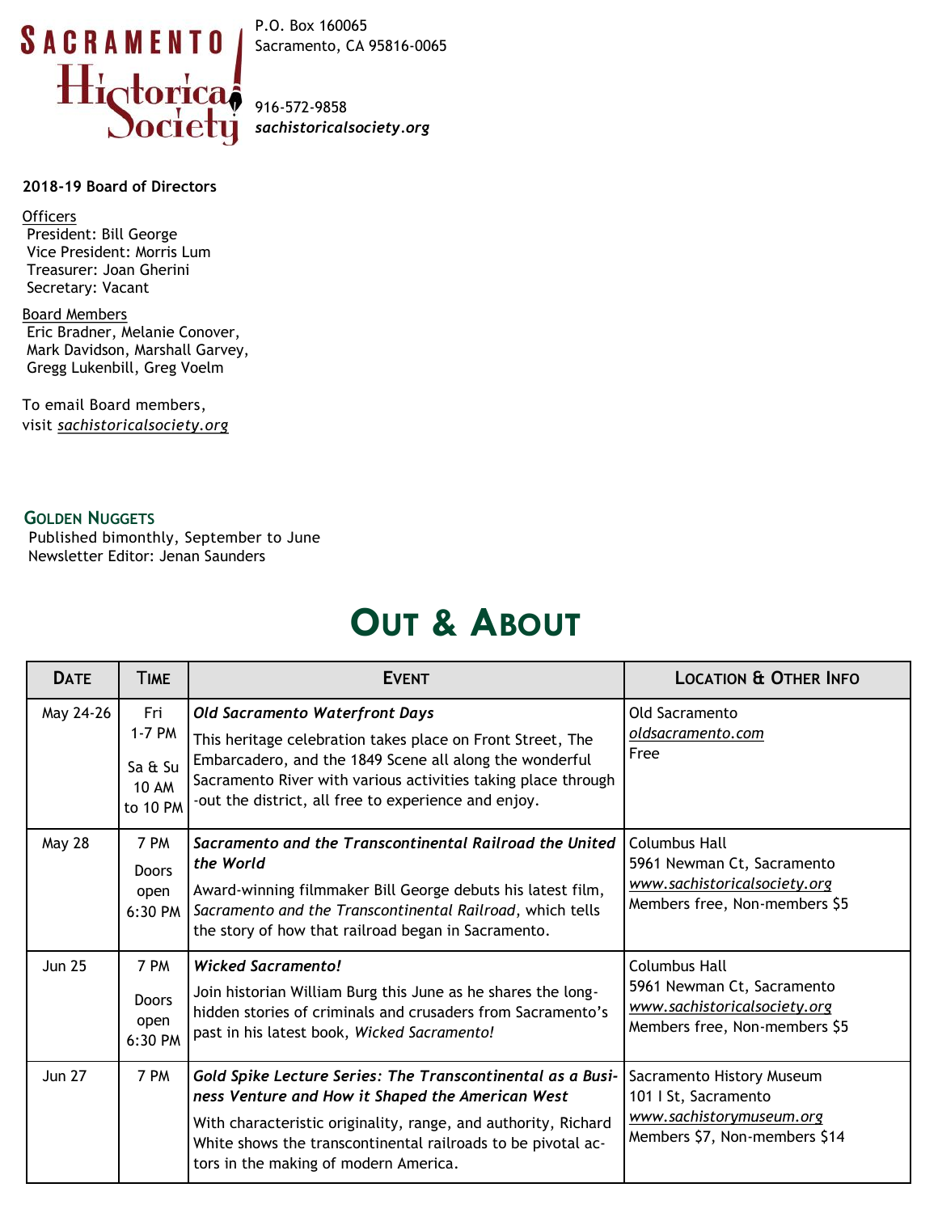**Sacramento Historical Society**

P.O. Box 160065
Sacramento, CA 95816-0065

916-572-9858
*sachistoricalsociety.org*

**2018-19 Board of Directors**

Officers
President: Bill George
Vice President: Morris Lum
Treasurer: Joan Gherini
Secretary: Vacant

Board Members
Eric Bradner, Melanie Conover,
Mark Davidson, Marshall Garvey,
Gregg Lukenbill, Greg Voelm

To email Board members,
visit *sachistoricalsociety.org*

**Golden Nuggets**
Published bimonthly, September to June
Newsletter Editor: Jenan Saunders

# Out & About

| Date | Time | Event | Location & Other Info |
|---|---|---|---|
| May 24-26 | Fri 1-7 PM<br>Sa & Su 10 AM to 10 PM | ***Old Sacramento Waterfront Days***<br>This heritage celebration takes place on Front Street, The Embarcadero, and the 1849 Scene all along the wonderful Sacramento River with various activities taking place throughout the district, all free to experience and enjoy. | Old Sacramento<br>*oldsacramento.com*<br>Free |
| May 28 | 7 PM<br>Doors open 6:30 PM | ***Sacramento and the Transcontinental Railroad the United the World***<br>Award-winning filmmaker Bill George debuts his latest film, *Sacramento and the Transcontinental Railroad*, which tells the story of how that railroad began in Sacramento. | Columbus Hall<br>5961 Newman Ct, Sacramento<br>*www.sachistoricalsociety.org*<br>Members free, Non-members $5 |
| Jun 25 | 7 PM<br>Doors open 6:30 PM | ***Wicked Sacramento!***<br>Join historian William Burg this June as he shares the long-hidden stories of criminals and crusaders from Sacramento's past in his latest book, *Wicked Sacramento!* | Columbus Hall<br>5961 Newman Ct, Sacramento<br>*www.sachistoricalsociety.org*<br>Members free, Non-members $5 |
| Jun 27 | 7 PM | ***Gold Spike Lecture Series: The Transcontinental as a Business Venture and How it Shaped the American West***<br>With characteristic originality, range, and authority, Richard White shows the transcontinental railroads to be pivotal actors in the making of modern America. | Sacramento History Museum<br>101 I St, Sacramento<br>*www.sachistorymuseum.org*<br>Members $7, Non-members $14 |